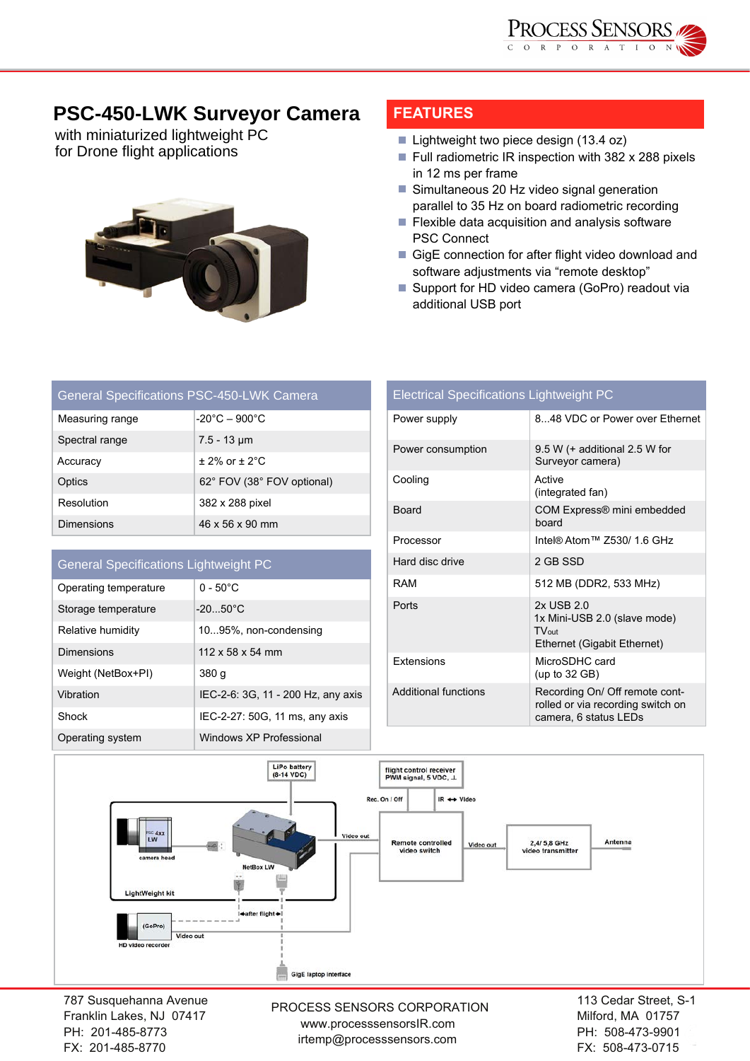# PSC-450-LWK Surveyor Camera

with miniaturized lightweight PC
for Drone flight applications

## FEATURES

- Lightweight two piece design (13.4 oz)
- Full radiometric IR inspection with 382 x 288 pixels in 12 ms per frame
- Simultaneous 20 Hz video signal generation parallel to 35 Hz on board radiometric recording
- Flexible data acquisition and analysis software PSC Connect
- GigE connection for after flight video download and software adjustments via “remote desktop”
- Support for HD video camera (GoPro) readout via additional USB port

| General Specifications PSC-450-LWK Camera | |
|---|---|
| Measuring range | -20°C – 900°C |
| Spectral range | 7.5 - 13 µm |
| Accuracy | ± 2% or ± 2°C |
| Optics | 62° FOV (38° FOV optional) |
| Resolution | 382 x 288 pixel |
| Dimensions | 46 x 56 x 90 mm |

| General Specifications Lightweight PC | |
|---|---|
| Operating temperature | 0 - 50°C |
| Storage temperature | -20...50°C |
| Relative humidity | 10...95%, non-condensing |
| Dimensions | 112 x 58 x 54 mm |
| Weight (NetBox+PI) | 380 g |
| Vibration | IEC-2-6: 3G, 11 - 200 Hz, any axis |
| Shock | IEC-2-27: 50G, 11 ms, any axis |
| Operating system | Windows XP Professional |

| Electrical Specifications Lightweight PC | |
|---|---|
| Power supply | 8...48 VDC or Power over Ethernet |
| Power consumption | 9.5 W (+ additional 2.5 W for Surveyor camera) |
| Cooling | Active (integrated fan) |
| Board | COM Express® mini embedded board |
| Processor | Intel® Atom™ Z530/ 1.6 GHz |
| Hard disc drive | 2 GB SSD |
| RAM | 512 MB (DDR2, 533 MHz) |
| Ports | 2x USB 2.0<br>1x Mini-USB 2.0 (slave mode)<br>TVout<br>Ethernet (Gigabit Ethernet) |
| Extensions | MicroSDHC card (up to 32 GB) |
| Additional functions | Recording On/ Off remote controlled or via recording switch on camera, 6 status LEDs |

787 Susquehanna Avenue
Franklin Lakes, NJ 07417
PH: 201-485-8773
FX: 201-485-8770

PROCESS SENSORS CORPORATION
www.processsensorsIR.com
irtemp@processsensors.com

113 Cedar Street, S-1
Milford, MA 01757
PH: 508-473-9901
FX: 508-473-0715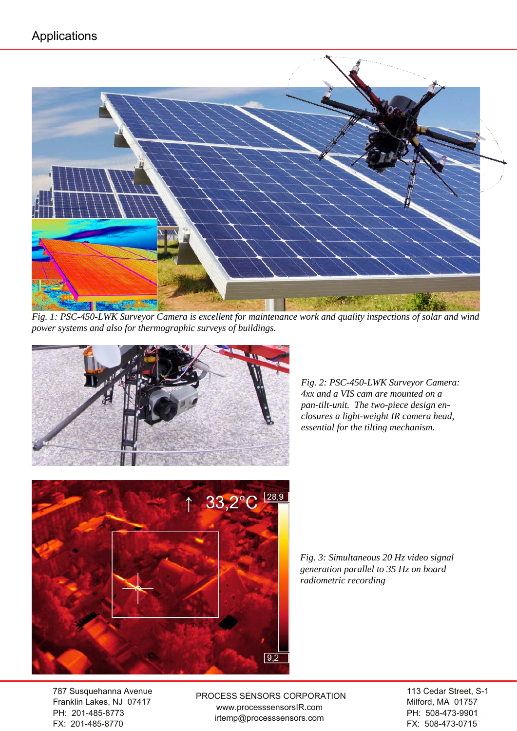## Applications

*Fig. 1: PSC-450-LWK Surveyor Camera is excellent for maintenance work and quality inspections of solar and wind power systems and also for thermographic surveys of buildings.*

*Fig. 2: PSC-450-LWK Surveyor Camera: 4xx and a VIS cam are mounted on a pan-tilt-unit. The two-piece design enclosures a light-weight IR camera head, essential for the tilting mechanism.*

*Fig. 3: Simultaneous 20 Hz video signal generation parallel to 35 Hz on board radiometric recording*

787 Susquehanna Avenue
Franklin Lakes, NJ 07417
PH: 201-485-8773
FX: 201-485-8770

PROCESS SENSORS CORPORATION
www.processsensorsIR.com
irtemp@processsensors.com

113 Cedar Street, S-1
Milford, MA 01757
PH: 508-473-9901
FX: 508-473-0715